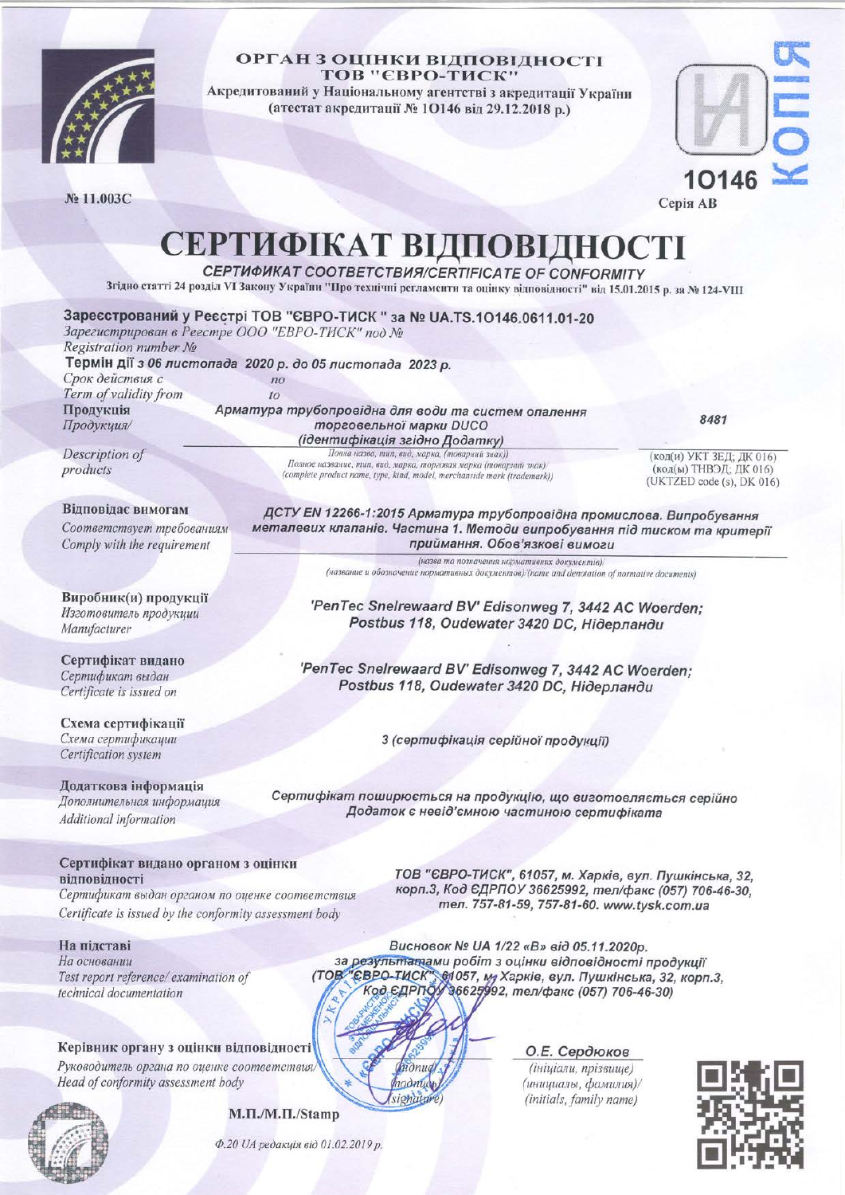**ОРГАН З ОЦІНКИ ВІДПОВІДНОСТІ**
**ТОВ "ЄВРО-ТИСК"**
**Акредитований у Національному агентстві з акредитації України**
**(атестат акредитації № 1О146 від 29.12.2018 р.)**

КОПІЯ

1О146
Серія АВ

№ 11.003С

# СЕРТИФІКАТ ВІДПОВІДНОСТІ

*СЕРТИФИКАТ СООТВЕТСТВИЯ/CERTIFICATE OF CONFORMITY*

Згідно статті 24 розділ VI Закону України "Про технічні регламенти та оцінку відповідності" від 15.01.2015 р. за № 124-VIII

**Зареєстрований у Реєстрі ТОВ "ЄВРО-ТИСК " за № UA.TS.1O146.0611.01-20**
*Зарегистрирован в Реестре ООО "ЕВРО-ТИСК" под №*
*Registration number №*

**Термін дії** *з 06 листопада 2020 р. до 05 листопада 2023 р.*
*Срок действия с по*
*Term of validity from to*

**Продукція** / *Продукция/ Description of products*
***Арматура трубопровідна для води та систем опалення торговельної марки DUCO (ідентифікація згідно Додатку)***
*Повна назва, тип, вид, марка, (товарний знак)) / Полное название, тип, вид, марка, торговая марка (товарный знак)/ (complete product name, type, kind, model, merchandise mark (trademark))*

*8481*
(код(и) УКТ ЗЕД; ДК 016) (код(ы) ТНВЭД; ДК 016) (UKTZED code (s), DK 016)

**Відповідає вимогам** / *Соответствует требованиям / Comply with the requirement*
***ДСТУ EN 12266-1:2015 Арматура трубопровідна промислова. Випробування металевих клапанів. Частина 1. Методи випробування під тиском та критерії приймання. Обов'язкові вимоги***
*(назва та позначення нормативних документів)/ (название и обозначение нормативных документов)/(name and denotation of normative documents)*

**Виробник(и) продукції** / *Изготовитель продукции / Manufacturer*
***'PenTec Snelrewaard BV' Edisonweg 7, 3442 AC Woerden; Postbus 118, Oudewater 3420 DC, Нідерланди***

**Сертифікат видано** / *Сертификат выдан / Certificate is issued on*
***'PenTec Snelrewaard BV' Edisonweg 7, 3442 AC Woerden; Postbus 118, Oudewater 3420 DC, Нідерланди***

**Схема сертифікації** / *Схема сертификации / Certification system*
***3 (сертифікація серійної продукції)***

**Додаткова інформація** / *Дополнительная информация / Additional information*
***Сертифікат поширюється на продукцію, що виготовляється серійно***
***Додаток є невід'ємною частиною сертифіката***

**Сертифікат видано органом з оцінки відповідності** / *Сертификат выдан органом по оценке соответствия / Certificate is issued by the conformity assessment body*
***ТОВ "ЄВРО-ТИСК", 61057, м. Харків, вул. Пушкінська, 32, корп.3, Код ЄДРПОУ 36625992, тел/факс (057) 706-46-30, тел. 757-81-59, 757-81-60. www.tysk.com.ua***

**На підставі** / *На основании / Test report reference/ examination of technical documentation*
***Висновок № UA 1/22 «В» від 05.11.2020р. за результатами робіт з оцінки відповідності продукції (ТОВ "ЄВРО-ТИСК", 61057, м. Харків, вул. Пушкінська, 32, корп.3, Код ЄДРПОУ 36625992, тел/факс (057) 706-46-30)***

**Керівник органу з оцінки відповідності** / *Руководитель органа по оценке соответствия/ Head of conformity assessment body*
(підпис/ подпись/ signature)
***О.Е. Сердюков***
*(ініціали, прізвище) (инициалы, фамилия)/ (initials, family name)*

**М.П./М.П./Stamp**

*Ф.20 UA редакція від 01.02.2019 р.*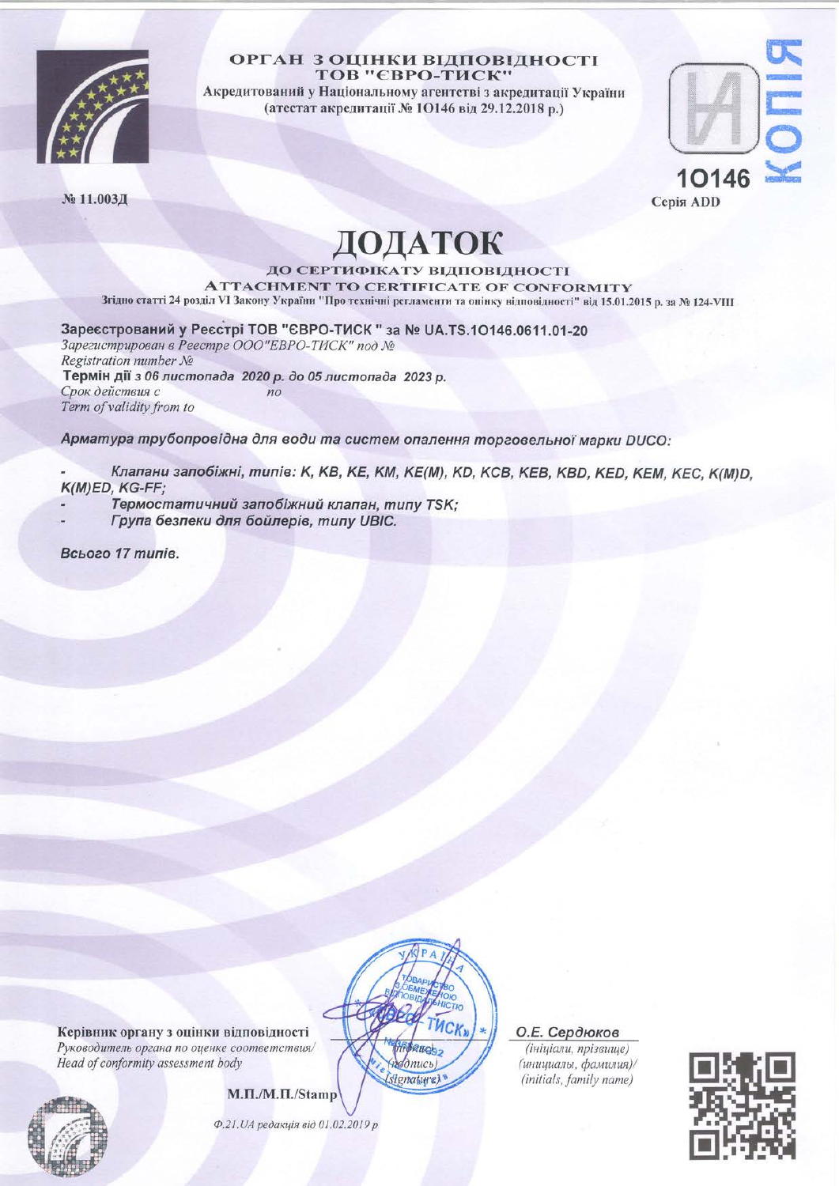**ОРГАН З ОЦІНКИ ВІДПОВІДНОСТІ**
**ТОВ "ЄВРО-ТИСК"**
**Акредитований у Національному агентстві з акредитації України**
**(атестат акредитації № 1О146 від 29.12.2018 р.)**

1О146
Серія ADD

КОПІЯ

№ 11.003Д

# ДОДАТОК

**ДО СЕРТИФІКАТУ ВІДПОВІДНОСТІ**
**ATTACHMENT TO CERTIFICATE OF CONFORMITY**
Згідно статті 24 розділ VI Закону України "Про технічні регламенти та оцінку відповідності" від 15.01.2015 р. за № 124-VIII

**Зареєстрований у Реєстрі ТОВ "ЄВРО-ТИСК " за № UA.TS.1О146.0611.01-20**
*Зарегистрирован в Реестре ООО"ЕВРО-ТИСК" под №*
*Registration number №*
**Термін дії** *з 06 листопада* ***2020 р.*** *до 05 листопада* ***2023 р.***
*Срок действия с по*
*Term of validity from to*

***Арматура трубопровідна для води та систем опалення торговельної марки DUCO:***

- *Клапани запобіжні, типів: K, KB, KE, KM, KE(M), KD, KCB, KEB, KBD, KED, KEM, KEC, K(M)D, K(M)ED, KG-FF;*
- ***Термостатичний запобіжний клапан, типу TSK;***
- ***Група безпеки для бойлерів, типу UBIC.***

***Всього 17 типів.***

**Керівник органу з оцінки відповідності**
*Руководитель органа по оценке соответствия/*
*Head of conformity assessment body*

(підпис)
(signature)

***О.Е. Сердюков***
*(ініціали, прізвище)*
*(инициалы, фамилия)/*
*(initials, family name)*

**М.П./М.П./Stamp**

*Ф.21.UA редакція від 01.02.2019 р*